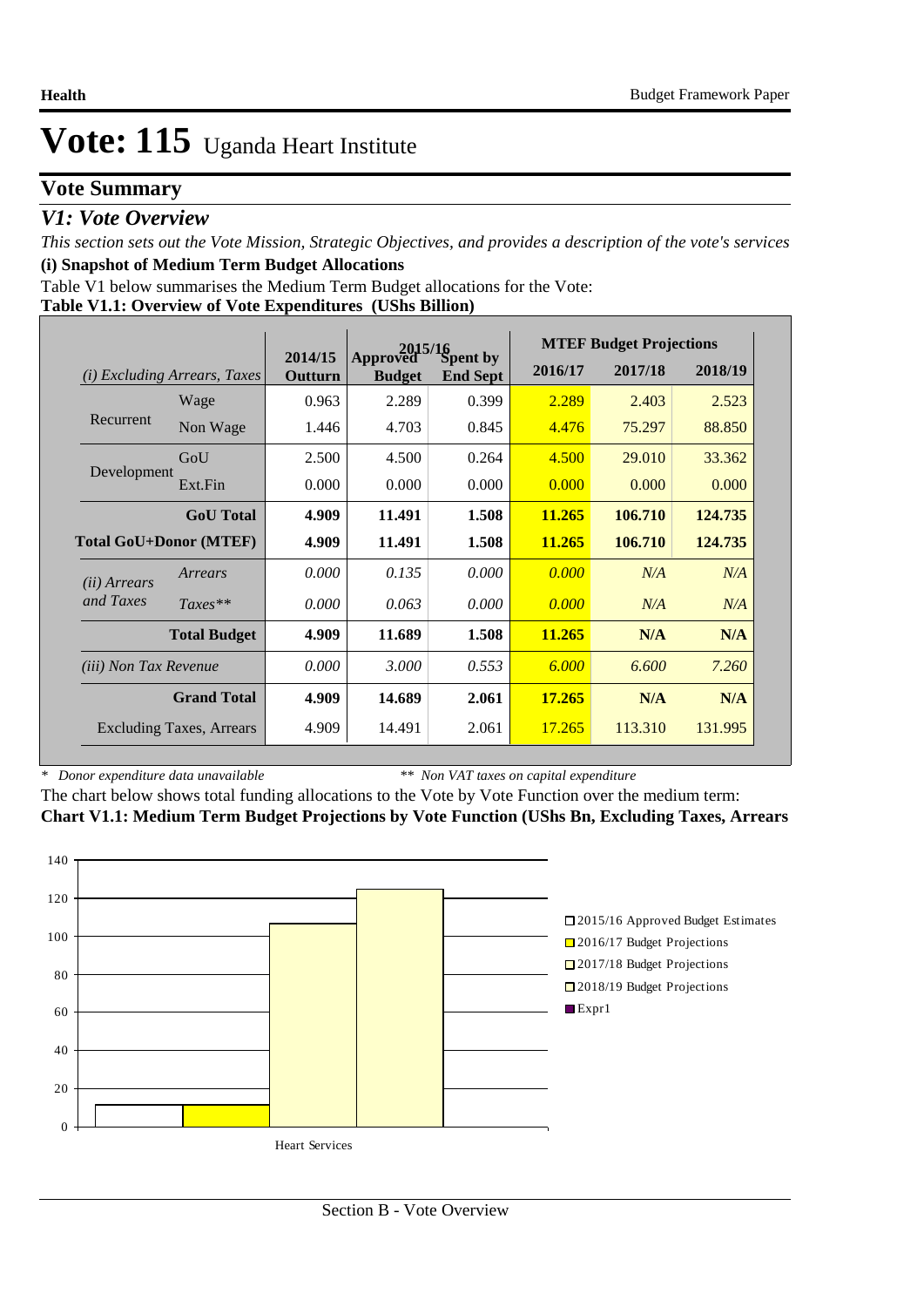# Vote: 115 Uganda Heart Institute

## Vote Summary

### *V1: Vote Overview*

*This section sets out the Vote Mission, Strategic Objectives, and provides a description of the vote's services*

**(i) Snapshot of Medium Term Budget Allocations**

Table V1 below summarises the Medium Term Budget allocations for the Vote:

**Table V1.1: Overview of Vote Expenditures (UShs Billion)**

| *(i) Excluding Arrears, Taxes* | | 2014/15 Outturn | 2015/16 Approved Budget | 2015/16 Spent by End Sept | MTEF Budget Projections 2016/17 | 2017/18 | 2018/19 |
|---|---|---|---|---|---|---|---|
| Recurrent | Wage | 0.963 | 2.289 | 0.399 | 2.289 | 2.403 | 2.523 |
| | Non Wage | 1.446 | 4.703 | 0.845 | 4.476 | 75.297 | 88.850 |
| Development | GoU | 2.500 | 4.500 | 0.264 | 4.500 | 29.010 | 33.362 |
| | Ext.Fin | 0.000 | 0.000 | 0.000 | 0.000 | 0.000 | 0.000 |
| | **GoU Total** | **4.909** | **11.491** | **1.508** | **11.265** | **106.710** | **124.735** |
| **Total GoU+Donor (MTEF)** | | **4.909** | **11.491** | **1.508** | **11.265** | **106.710** | **124.735** |
| *(ii) Arrears and Taxes* | *Arrears* | *0.000* | *0.135* | *0.000* | *0.000* | *N/A* | *N/A* |
| | *Taxes*** | *0.000* | *0.063* | *0.000* | *0.000* | *N/A* | *N/A* |
| | **Total Budget** | **4.909** | **11.689** | **1.508** | **11.265** | **N/A** | **N/A** |
| *(iii) Non Tax Revenue* | | *0.000* | *3.000* | *0.553* | *6.000* | *6.600* | *7.260* |
| | **Grand Total** | **4.909** | **14.689** | **2.061** | **17.265** | **N/A** | **N/A** |
| | Excluding Taxes, Arrears | 4.909 | 14.491 | 2.061 | 17.265 | 113.310 | 131.995 |

\* *Donor expenditure data unavailable* ** *Non VAT taxes on capital expenditure*

The chart below shows total funding allocations to the Vote by Vote Function over the medium term:

**Chart V1.1: Medium Term Budget Projections by Vote Function (UShs Bn, Excluding Taxes, Arrears**

| Vote Function | 2015/16 Approved Budget Estimates | 2016/17 Budget Projections | 2017/18 Budget Projections | 2018/19 Budget Projections |
|---|---|---|---|---|
| Heart Services | 11.491 | 11.265 | 106.710 | 124.735 |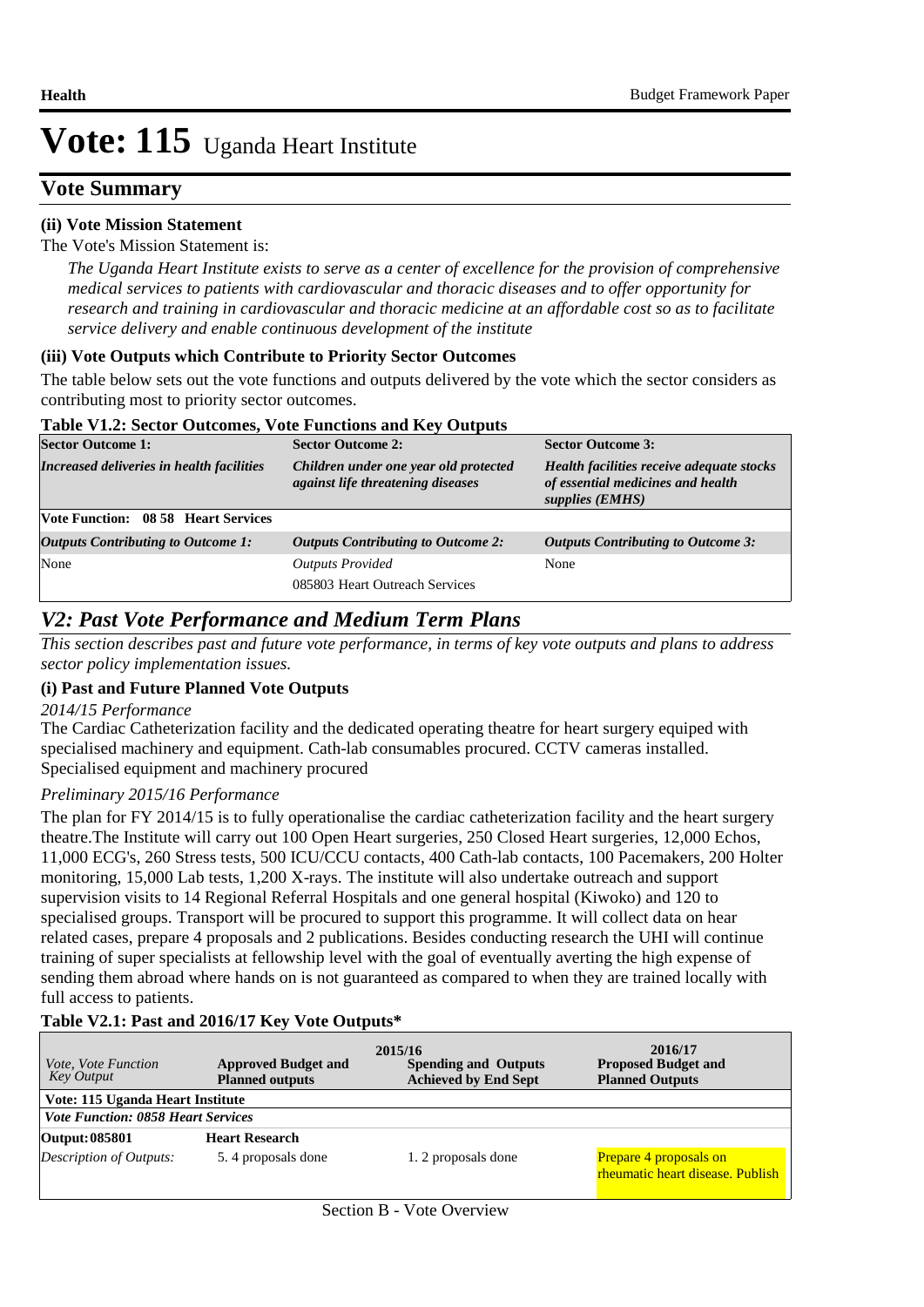# Vote: 115 Uganda Heart Institute

## Vote Summary

### (ii) Vote Mission Statement

The Vote's Mission Statement is:

*The Uganda Heart Institute exists to serve as a center of excellence for the provision of comprehensive medical services to patients with cardiovascular and thoracic diseases and to offer opportunity for research and training in cardiovascular and thoracic medicine at an affordable cost so as to facilitate service delivery and enable continuous development of the institute*

### (iii) Vote Outputs which Contribute to Priority Sector Outcomes

The table below sets out the vote functions and outputs delivered by the vote which the sector considers as contributing most to priority sector outcomes.

**Table V1.2: Sector Outcomes, Vote Functions and Key Outputs**

| **Sector Outcome 1:** | **Sector Outcome 2:** | **Sector Outcome 3:** |
|---|---|---|
| ***Increased deliveries in health facilities*** | ***Children under one year old protected against life threatening diseases*** | ***Health facilities receive adequate stocks of essential medicines and health supplies (EMHS)*** |
| **Vote Function: 08 58 Heart Services** | | |
| ***Outputs Contributing to Outcome 1:*** | ***Outputs Contributing to Outcome 2:*** | ***Outputs Contributing to Outcome 3:*** |
| None | *Outputs Provided*<br>085803 Heart Outreach Services | None |

## V2: Past Vote Performance and Medium Term Plans

*This section describes past and future vote performance, in terms of key vote outputs and plans to address sector policy implementation issues.*

### (i) Past and Future Planned Vote Outputs

*2014/15 Performance*

The Cardiac Catheterization facility and the dedicated operating theatre for heart surgery equiped with specialised machinery and equipment. Cath-lab consumables procured. CCTV cameras installed. Specialised equipment and machinery procured

*Preliminary 2015/16 Performance*

The plan for FY 2014/15 is to fully operationalise the cardiac catheterization facility and the heart surgery theatre.The Institute will carry out 100 Open Heart surgeries, 250 Closed Heart surgeries, 12,000 Echos, 11,000 ECG's, 260 Stress tests, 500 ICU/CCU contacts, 400 Cath-lab contacts, 100 Pacemakers, 200 Holter monitoring, 15,000 Lab tests, 1,200 X-rays. The institute will also undertake outreach and support supervision visits to 14 Regional Referral Hospitals and one general hospital (Kiwoko) and 120 to specialised groups. Transport will be procured to support this programme. It will collect data on hear related cases, prepare 4 proposals and 2 publications. Besides conducting research the UHI will continue training of super specialists at fellowship level with the goal of eventually averting the high expense of sending them abroad where hands on is not guaranteed as compared to when they are trained locally with full access to patients.

**Table V2.1: Past and 2016/17 Key Vote Outputs***

| *Vote, Vote Function Key Output* | 2015/16<br>**Approved Budget and Planned outputs** | **Spending and Outputs Achieved by End Sept** | 2016/17<br>**Proposed Budget and Planned Outputs** |
|---|---|---|---|
| **Vote: 115 Uganda Heart Institute** | | | |
| ***Vote Function: 0858 Heart Services*** | | | |
| **Output: 085801** | **Heart Research** | | |
| *Description of Outputs:* | 5. 4 proposals done | 1. 2 proposals done | Prepare 4 proposals on rheumatic heart disease. Publish |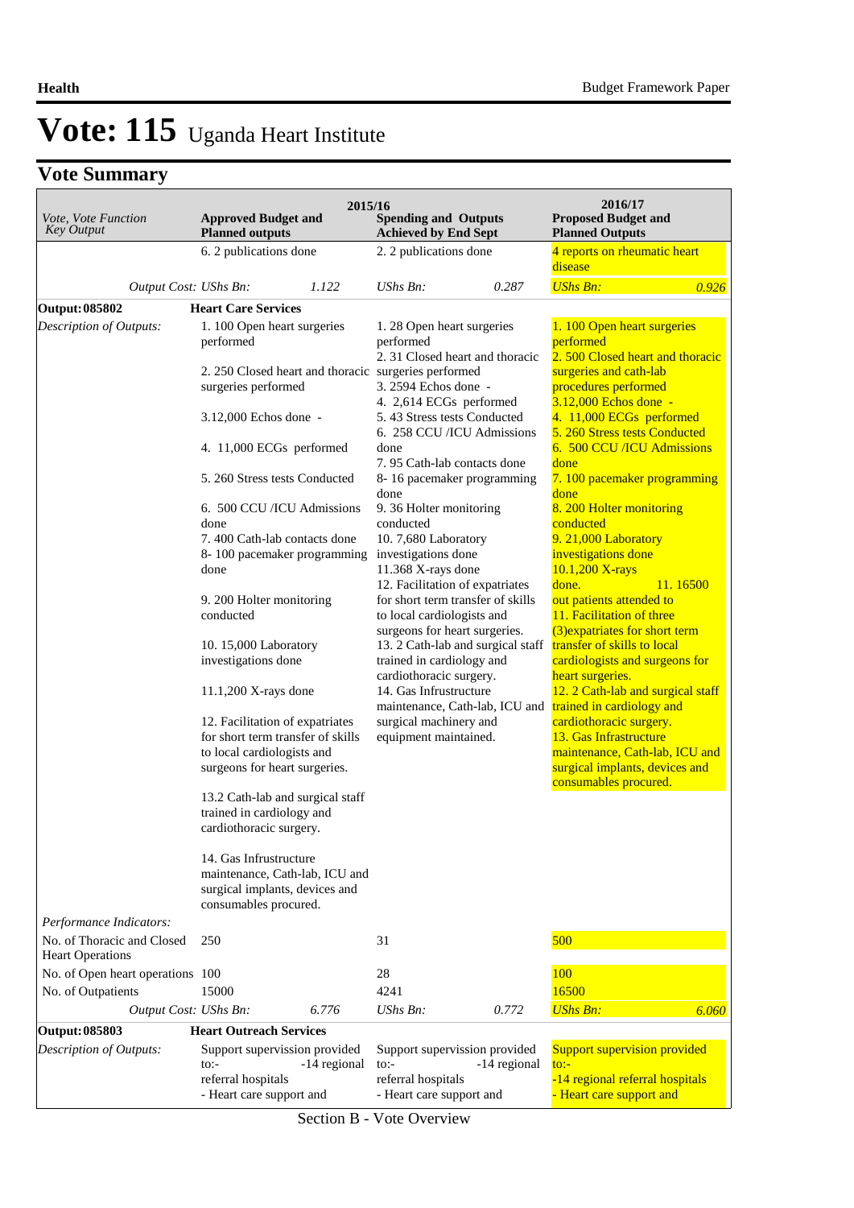# Vote: 115 Uganda Heart Institute

## Vote Summary

| Vote, Vote Function Key Output | 2015/16 Approved Budget and Planned outputs | | 2015/16 Spending and Outputs Achieved by End Sept | | 2016/17 Proposed Budget and Planned Outputs | |
|---|---|---|---|---|---|---|
| | 6. 2 publications done | | 2. 2 publications done | | 4 reports on rheumatic heart disease | |
| *Output Cost: UShs Bn:* | | *1.122* | *UShs Bn:* | *0.287* | *UShs Bn:* | *0.926* |
| **Output: 085802** | **Heart Care Services** | | | | | |
| *Description of Outputs:* | 1. 100 Open heart surgeries performed<br>2. 250 Closed heart and thoracic surgeries performed<br>3.12,000 Echos done -<br>4. 11,000 ECGs performed<br>5. 260 Stress tests Conducted<br>6. 500 CCU /ICU Admissions done<br>7. 400 Cath-lab contacts done<br>8- 100 pacemaker programming done<br>9. 200 Holter monitoring conducted<br>10. 15,000 Laboratory investigations done<br>11.1,200 X-rays done<br>12. Facilitation of expatriates for short term transfer of skills to local cardiologists and surgeons for heart surgeries.<br>13.2 Cath-lab and surgical staff trained in cardiology and cardiothoracic surgery.<br>14. Gas Infrustructure maintenance, Cath-lab, ICU and surgical implants, devices and consumables procured. | | 1. 28 Open heart surgeries performed<br>2. 31 Closed heart and thoracic surgeries performed<br>3. 2594 Echos done -<br>4. 2,614 ECGs performed<br>5. 43 Stress tests Conducted<br>6. 258 CCU /ICU Admissions done<br>7. 95 Cath-lab contacts done<br>8- 16 pacemaker programming done<br>9. 36 Holter monitoring conducted<br>10. 7,680 Laboratory investigations done<br>11.368 X-rays done<br>12. Facilitation of expatriates for short term transfer of skills to local cardiologists and surgeons for heart surgeries.<br>13. 2 Cath-lab and surgical staff trained in cardiology and cardiothoracic surgery.<br>14. Gas Infrustructure maintenance, Cath-lab, ICU and surgical machinery and equipment maintained. | | 1. 100 Open heart surgeries performed<br>2. 500 Closed heart and thoracic surgeries and cath-lab procedures performed<br>3.12,000 Echos done -<br>4. 11,000 ECGs performed<br>5. 260 Stress tests Conducted<br>6. 500 CCU /ICU Admissions done<br>7. 100 pacemaker programming done<br>8. 200 Holter monitoring conducted<br>9. 21,000 Laboratory investigations done<br>10.1,200 X-rays done. 11. 16500 out patients attended to<br>11. Facilitation of three (3)expatriates for short term transfer of skills to local cardiologists and surgeons for heart surgeries.<br>12. 2 Cath-lab and surgical staff trained in cardiology and cardiothoracic surgery.<br>13. Gas Infrustructure maintenance, Cath-lab, ICU and surgical implants, devices and consumables procured. | |
| *Performance Indicators:* | | | | | | |
| No. of Thoracic and Closed Heart Operations | 250 | | 31 | | 500 | |
| No. of Open heart operations | 100 | | 28 | | 100 | |
| No. of Outpatients | 15000 | | 4241 | | 16500 | |
| *Output Cost: UShs Bn:* | | *6.776* | *UShs Bn:* | *0.772* | *UShs Bn:* | *6.060* |
| **Output: 085803** | **Heart Outreach Services** | | | | | |
| *Description of Outputs:* | Support supervision provided to:- -14 regional referral hospitals<br>- Heart care support and | | Support supervission provided to:- -14 regional referral hospitals<br>- Heart care support and | | Support supervision provided to:-<br>-14 regional referral hospitals<br>- Heart care support and | |

Section B - Vote Overview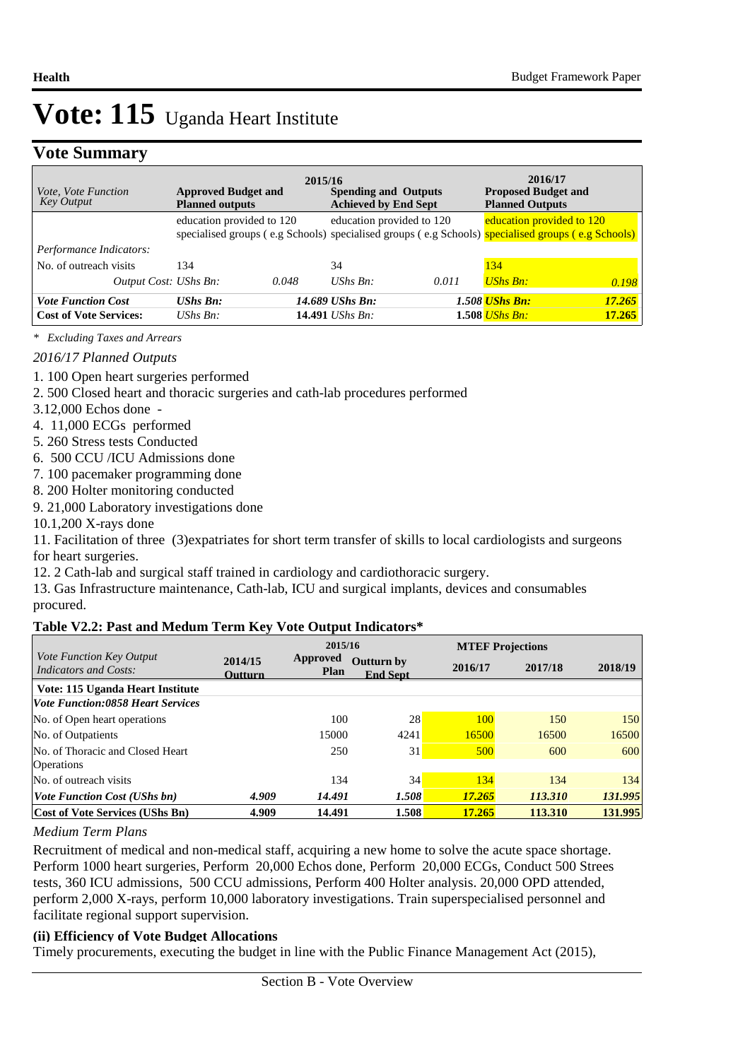# Vote: 115 Uganda Heart Institute

## Vote Summary

| Vote, Vote Function Key Output | 2015/16 Approved Budget and Planned outputs | | 2015/16 Spending and Outputs Achieved by End Sept | | 2016/17 Proposed Budget and Planned Outputs | |
|---|---|---|---|---|---|---|
| | education provided to 120 specialised groups ( e.g Schools) | | education provided to 120 specialised groups ( e.g Schools) | | education provided to 120 specialised groups ( e.g Schools) | |
| *Performance Indicators:* | | | | | | |
| No. of outreach visits | 134 | | 34 | | 134 | |
| *Output Cost:* | *UShs Bn:* | *0.048* | *UShs Bn:* | *0.011* | *UShs Bn:* | *0.198* |
| ***Vote Function Cost*** | ***UShs Bn:*** | ***14.689*** | ***UShs Bn:*** | ***1.508*** | ***UShs Bn:*** | ***17.265*** |
| **Cost of Vote Services:** | *UShs Bn:* | **14.491** | *UShs Bn:* | **1.508** | *UShs Bn:* | **17.265** |

*\* Excluding Taxes and Arrears*

*2016/17 Planned Outputs*

1. 100 Open heart surgeries performed
2. 500 Closed heart and thoracic surgeries and cath-lab procedures performed
3.12,000 Echos done -
4. 11,000 ECGs performed
5. 260 Stress tests Conducted
6. 500 CCU /ICU Admissions done
7. 100 pacemaker programming done
8. 200 Holter monitoring conducted
9. 21,000 Laboratory investigations done
10.1,200 X-rays done
11. Facilitation of three (3)expatriates for short term transfer of skills to local cardiologists and surgeons for heart surgeries.
12. 2 Cath-lab and surgical staff trained in cardiology and cardiothoracic surgery.
13. Gas Infrastructure maintenance, Cath-lab, ICU and surgical implants, devices and consumables procured.

### Table V2.2: Past and Medum Term Key Vote Output Indicators*

| Vote Function Key Output Indicators and Costs: | 2014/15 Outturn | 2015/16 Approved Plan | 2015/16 Outturn by End Sept | MTEF Projections 2016/17 | 2017/18 | 2018/19 |
|---|---|---|---|---|---|---|
| **Vote: 115 Uganda Heart Institute** | | | | | | |
| ***Vote Function:0858 Heart Services*** | | | | | | |
| No. of Open heart operations | | 100 | 28 | 100 | 150 | 150 |
| No. of Outpatients | | 15000 | 4241 | 16500 | 16500 | 16500 |
| No. of Thoracic and Closed Heart Operations | | 250 | 31 | 500 | 600 | 600 |
| No. of outreach visits | | 134 | 34 | 134 | 134 | 134 |
| ***Vote Function Cost (UShs bn)*** | ***4.909*** | ***14.491*** | ***1.508*** | ***17.265*** | ***113.310*** | ***131.995*** |
| **Cost of Vote Services (UShs Bn)** | **4.909** | **14.491** | **1.508** | **17.265** | **113.310** | **131.995** |

*Medium Term Plans*

Recruitment of medical and non-medical staff, acquiring a new home to solve the acute space shortage. Perform 1000 heart surgeries, Perform 20,000 Echos done, Perform 20,000 ECGs, Conduct 500 Strees tests, 360 ICU admissions, 500 CCU admissions, Perform 400 Holter analysis. 20,000 OPD attended, perform 2,000 X-rays, perform 10,000 laboratory investigations. Train superspecialised personnel and facilitate regional support supervision.

**(ii) Efficiency of Vote Budget Allocations**

Timely procurements, executing the budget in line with the Public Finance Management Act (2015),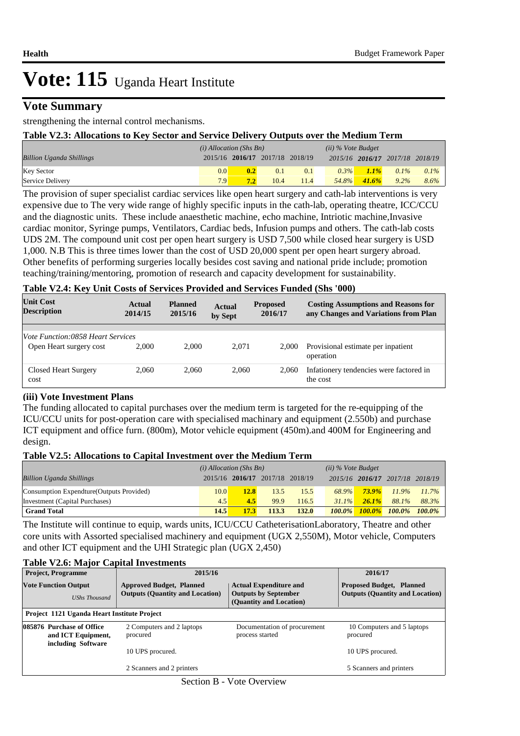# Vote: 115 Uganda Heart Institute

## Vote Summary

strengthening the internal control mechanisms.

**Table V2.3: Allocations to Key Sector and Service Delivery Outputs over the Medium Term**

| *Billion Uganda Shillings* | *(i) Allocation (Shs Bn)* 2015/16 | **2016/17** | 2017/18 | 2018/19 | *(ii) % Vote Budget* 2015/16 | **2016/17** | 2017/18 | 2018/19 |
|---|---|---|---|---|---|---|---|---|
| Key Sector | 0.0 | **0.2** | 0.1 | 0.1 | *0.3%* | ***1.1%*** | *0.1%* | *0.1%* |
| Service Delivery | 7.9 | **7.2** | 10.4 | 11.4 | *54.8%* | ***41.6%*** | *9.2%* | *8.6%* |

The provision of super specialist cardiac services like open heart surgery and cath-lab interventions is very expensive due to The very wide range of highly specific inputs in the cath-lab, operating theatre, ICC/CCU and the diagnostic units. These include anaesthetic machine, echo machine, Intriotic machine,Invasive cardiac monitor, Syringe pumps, Ventilators, Cardiac beds, Infusion pumps and others. The cath-lab costs UDS 2M. The compound unit cost per open heart surgery is USD 7,500 while closed hear surgery is USD 1,000. N.B This is three times lower than the cost of USD 20,000 spent per open heart surgery abroad. Other benefits of performing surgeries locally besides cost saving and national pride include; promotion teaching/training/mentoring, promotion of research and capacity development for sustainability.

**Table V2.4: Key Unit Costs of Services Provided and Services Funded (Shs '000)**

| Unit Cost Description | Actual 2014/15 | Planned 2015/16 | Actual by Sept | Proposed 2016/17 | Costing Assumptions and Reasons for any Changes and Variations from Plan |
|---|---|---|---|---|---|
| *Vote Function:0858 Heart Services* | | | | | |
| Open Heart surgery cost | 2,000 | 2,000 | 2,071 | 2,000 | Provisional estimate per inpatient operation |
| Closed Heart Surgery cost | 2,060 | 2,060 | 2,060 | 2,060 | Infationery tendencies were factored in the cost |

### (iii) Vote Investment Plans

The funding allocated to capital purchases over the medium term is targeted for the re-equipping of the ICU/CCU units for post-operation care with specialised machinary and equipment (2.550b) and purchase ICT equipment and office furn. (800m), Motor vehicle equipment (450m).and 400M for Engineering and design.

**Table V2.5: Allocations to Capital Investment over the Medium Term**

| *Billion Uganda Shillings* | *(i) Allocation (Shs Bn)* 2015/16 | **2016/17** | 2017/18 | 2018/19 | *(ii) % Vote Budget* 2015/16 | **2016/17** | 2017/18 | 2018/19 |
|---|---|---|---|---|---|---|---|---|
| Consumption Expendture(Outputs Provided) | 10.0 | **12.8** | 13.5 | 15.5 | *68.9%* | ***73.9%*** | *11.9%* | *11.7%* |
| Investment (Capital Purchases) | 4.5 | **4.5** | 99.9 | 116.5 | *31.1%* | ***26.1%*** | *88.1%* | *88.3%* |
| **Grand Total** | **14.5** | **17.3** | **113.3** | **132.0** | ***100.0%*** | ***100.0%*** | ***100.0%*** | ***100.0%*** |

The Institute will continue to equip, wards units, ICU/CCU CatheterisationLaboratory, Theatre and other core units with Assorted specialised machinery and equipment (UGX 2,550M), Motor vehicle, Computers and other ICT equipment and the UHI Strategic plan (UGX 2,450)

**Table V2.6: Major Capital Investments**

| Project, Programme | 2015/16 | | 2016/17 |
|---|---|---|---|
| **Vote Function Output** *UShs Thousand* | **Approved Budget, Planned Outputs (Quantity and Location)** | **Actual Expenditure and Outputs by September (Quantity and Location)** | **Proposed Budget, Planned Outputs (Quantity and Location)** |
| **Project 1121 Uganda Heart Institute Project** | | | |
| **085876 Purchase of Office and ICT Equipment, including Software** | 2 Computers and 2 laptops procured<br><br>10 UPS procured.<br><br>2 Scanners and 2 printers | Documentation of procurement process started | 10 Computers and 5 laptops procured<br><br>10 UPS procured.<br><br>5 Scanners and printers |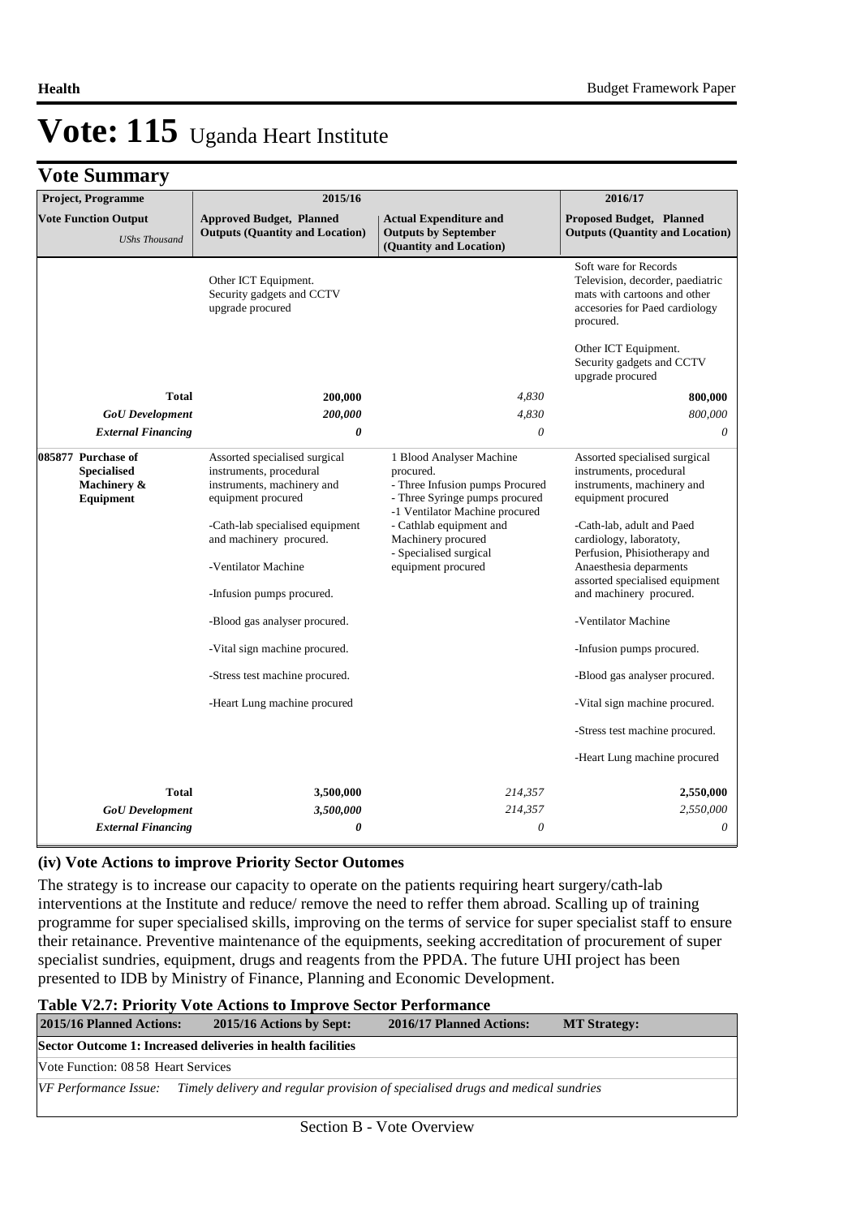# Vote: 115 Uganda Heart Institute

## Vote Summary

| Project, Programme | 2015/16 | | 2016/17 |
|---|---|---|---|
| **Vote Function Output** *UShs Thousand* | **Approved Budget, Planned Outputs (Quantity and Location)** | **Actual Expenditure and Outputs by September (Quantity and Location)** | **Proposed Budget, Planned Outputs (Quantity and Location)** |
| | Other ICT Equipment. Security gadgets and CCTV upgrade procured | | Soft ware for Records Television, decorder, paediatric mats with cartoons and other accesories for Paed cardiology procured.<br><br>Other ICT Equipment. Security gadgets and CCTV upgrade procured |
| **Total** | **200,000** | *4,830* | **800,000** |
| ***GoU Development*** | ***200,000*** | *4,830* | *800,000* |
| ***External Financing*** | ***0*** | *0* | *0* |
| **085877 Purchase of Specialised Machinery & Equipment** | Assorted specialised surgical instruments, procedural instruments, machinery and equipment procured<br><br>-Cath-lab specialised equipment and machinery procured.<br><br>-Ventilator Machine<br><br>-Infusion pumps procured.<br><br>-Blood gas analyser procured.<br><br>-Vital sign machine procured.<br><br>-Stress test machine procured.<br><br>-Heart Lung machine procured | 1 Blood Analyser Machine procured.<br>- Three Infusion pumps Procured<br>- Three Syringe pumps procured<br>-1 Ventilator Machine procured<br>- Cathlab equipment and Machinery procured<br>- Specialised surgical equipment procured | Assorted specialised surgical instruments, procedural instruments, machinery and equipment procured<br><br>-Cath-lab, adult and Paed cardiology, laboratoty, Perfusion, Phisiotherapy and Anaesthesia deparments assorted specialised equipment and machinery procured.<br><br>-Ventilator Machine<br><br>-Infusion pumps procured.<br><br>-Blood gas analyser procured.<br><br>-Vital sign machine procured.<br><br>-Stress test machine procured.<br><br>-Heart Lung machine procured |
| **Total** | **3,500,000** | *214,357* | **2,550,000** |
| ***GoU Development*** | ***3,500,000*** | *214,357* | *2,550,000* |
| ***External Financing*** | ***0*** | *0* | *0* |

### (iv) Vote Actions to improve Priority Sector Outomes

The strategy is to increase our capacity to operate on the patients requiring heart surgery/cath-lab interventions at the Institute and reduce/ remove the need to reffer them abroad. Scalling up of training programme for super specialised skills, improving on the terms of service for super specialist staff to ensure their retainance. Preventive maintenance of the equipments, seeking accreditation of procurement of super specialist sundries, equipment, drugs and reagents from the PPDA. The future UHI project has been presented to IDB by Ministry of Finance, Planning and Economic Development.

**Table V2.7: Priority Vote Actions to Improve Sector Performance**

| 2015/16 Planned Actions: | 2015/16 Actions by Sept: | 2016/17 Planned Actions: | MT Strategy: |
|---|---|---|---|
| **Sector Outcome 1: Increased deliveries in health facilities** | | | |
| Vote Function: 08 58 Heart Services | | | |
| *VF Performance Issue: Timely delivery and regular provision of specialised drugs and medical sundries* | | | |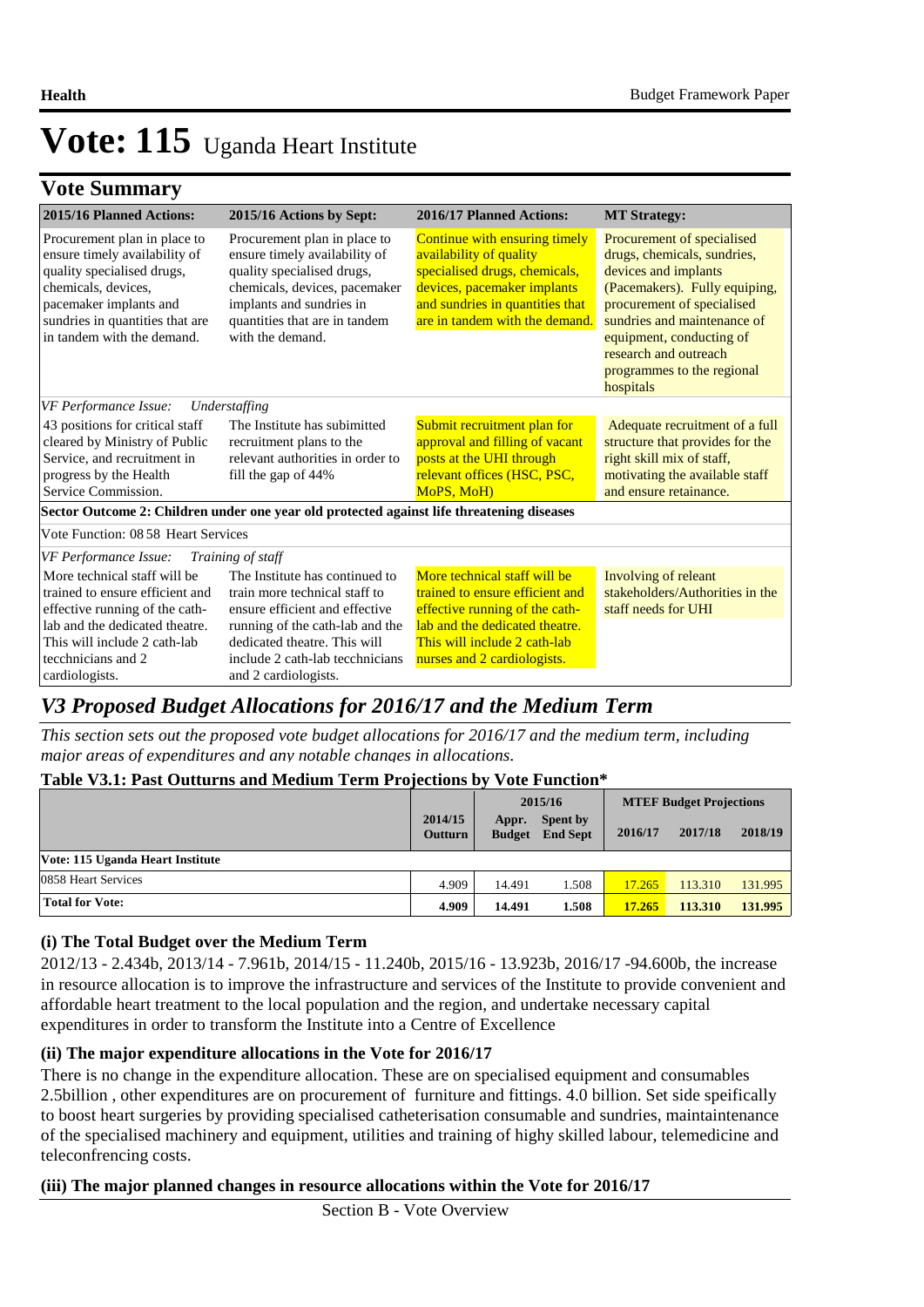# Vote: 115 Uganda Heart Institute

## Vote Summary

| 2015/16 Planned Actions: | 2015/16 Actions by Sept: | 2016/17 Planned Actions: | MT Strategy: |
|---|---|---|---|
| Procurement plan in place to ensure timely availability of quality specialised drugs, chemicals, devices, pacemaker implants and sundries in quantities that are in tandem with the demand. | Procurement plan in place to ensure timely availability of quality specialised drugs, chemicals, devices, pacemaker implants and sundries in quantities that are in tandem with the demand. | Continue with ensuring timely availability of quality specialised drugs, chemicals, devices, pacemaker implants and sundries in quantities that are in tandem with the demand. | Procurement of specialised drugs, chemicals, sundries, devices and implants (Pacemakers). Fully equiping, procurement of specialised sundries and maintenance of equipment, conducting of research and outreach programmes to the regional hospitals |
| *VF Performance Issue: Understaffing* | | | |
| 43 positions for critical staff cleared by Ministry of Public Service, and recruitment in progress by the Health Service Commission. | The Institute has subimitted recruitment plans to the relevant authorities in order to fill the gap of 44% | Submit recruitment plan for approval and filling of vacant posts at the UHI through relevant offices (HSC, PSC, MoPS, MoH) | Adequate recruitment of a full structure that provides for the right skill mix of staff, motivating the available staff and ensure retainance. |
| **Sector Outcome 2: Children under one year old protected against life threatening diseases** | | | |
| Vote Function: 08 58 Heart Services | | | |
| *VF Performance Issue: Training of staff* | | | |
| More technical staff will be trained to ensure efficient and effective running of the cath-lab and the dedicated theatre. This will include 2 cath-lab tecchnicians and 2 cardiologists. | The Institute has continued to train more technical staff to ensure efficient and effective running of the cath-lab and the dedicated theatre. This will include 2 cath-lab tecchnicians and 2 cardiologists. | More technical staff will be trained to ensure efficient and effective running of the cath-lab and the dedicated theatre. This will include 2 cath-lab nurses and 2 cardiologists. | Involving of releant stakeholders/Authorities in the staff needs for UHI |

## V3 Proposed Budget Allocations for 2016/17 and the Medium Term

*This section sets out the proposed vote budget allocations for 2016/17 and the medium term, including major areas of expenditures and any notable changes in allocations.*

### Table V3.1: Past Outturns and Medium Term Projections by Vote Function*

| | 2014/15 Outturn | 2015/16 Appr. Budget | 2015/16 Spent by End Sept | MTEF Budget Projections 2016/17 | 2017/18 | 2018/19 |
|---|---|---|---|---|---|---|
| **Vote: 115 Uganda Heart Institute** | | | | | | |
| 0858 Heart Services | 4.909 | 14.491 | 1.508 | 17.265 | 113.310 | 131.995 |
| **Total for Vote:** | **4.909** | **14.491** | **1.508** | **17.265** | **113.310** | **131.995** |

### (i) The Total Budget over the Medium Term

2012/13 - 2.434b, 2013/14 - 7.961b, 2014/15 - 11.240b, 2015/16 - 13.923b, 2016/17 -94.600b, the increase in resource allocation is to improve the infrastructure and services of the Institute to provide convenient and affordable heart treatment to the local population and the region, and undertake necessary capital expenditures in order to transform the Institute into a Centre of Excellence

### (ii) The major expenditure allocations in the Vote for 2016/17

There is no change in the expenditure allocation. These are on specialised equipment and consumables 2.5billion , other expenditures are on procurement of furniture and fittings. 4.0 billion. Set side speifically to boost heart surgeries by providing specialised catheterisation consumable and sundries, maintaintenance of the specialised machinery and equipment, utilities and training of highy skilled labour, telemedicine and teleconfrencing costs.

### (iii) The major planned changes in resource allocations within the Vote for 2016/17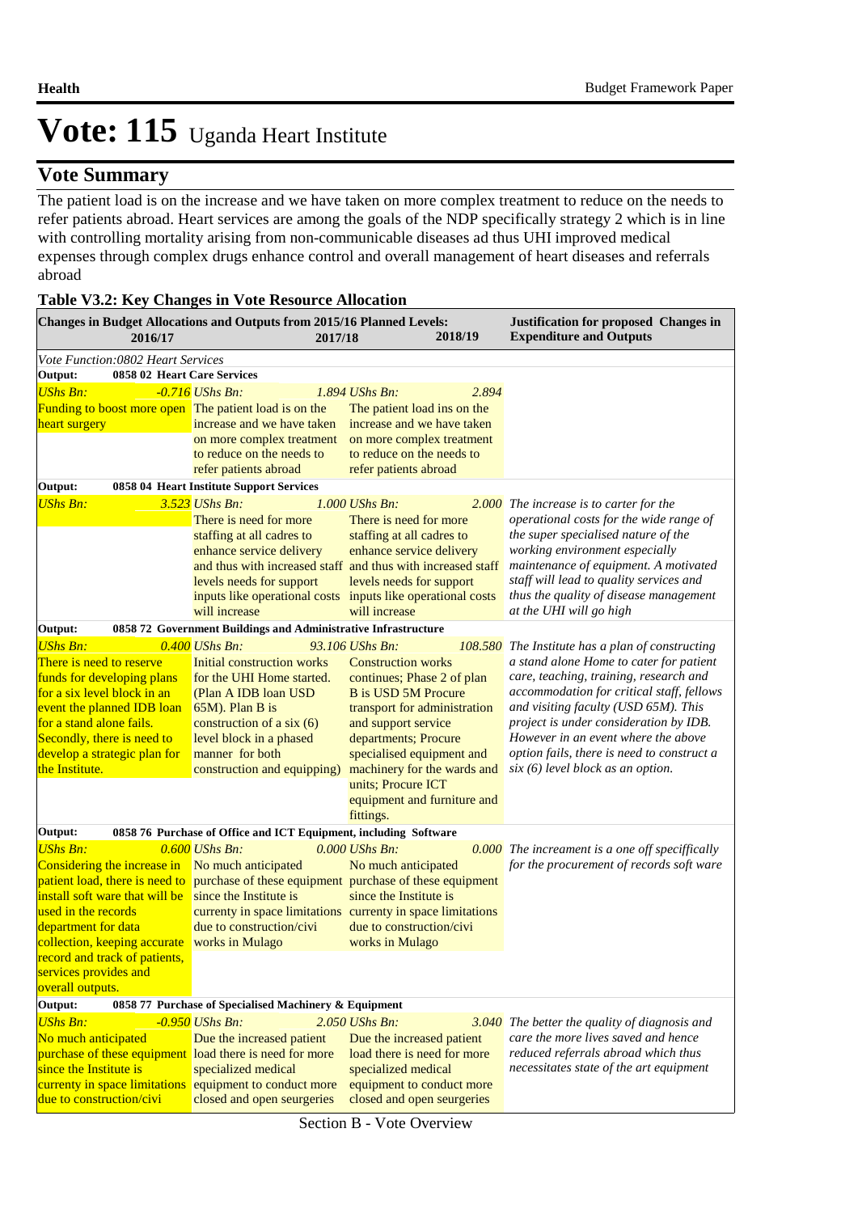# Vote: 115 Uganda Heart Institute

## Vote Summary

The patient load is on the increase and we have taken on more complex treatment to reduce on the needs to refer patients abroad. Heart services are among the goals of the NDP specifically strategy 2 which is in line with controlling mortality arising from non-communicable diseases ad thus UHI improved medical expenses through complex drugs enhance control and overall management of heart diseases and referrals abroad

**Table V3.2: Key Changes in Vote Resource Allocation**

| Changes in Budget Allocations and Outputs from 2015/16 Planned Levels: 2016/17 | 2017/18 | 2018/19 | Justification for proposed Changes in Expenditure and Outputs |
|---|---|---|---|
| *Vote Function:0802 Heart Services* | | | |
| **Output: 0858 02 Heart Care Services** | | | |
| *UShs Bn:* *-0.716* Funding to boost more open heart surgery | *UShs Bn:* *1.894* The patient load is on the increase and we have taken on more complex treatment to reduce on the needs to refer patients abroad | *UShs Bn:* *2.894* The patient load ins on the increase and we have taken on more complex treatment to reduce on the needs to refer patients abroad | |
| **Output: 0858 04 Heart Institute Support Services** | | | |
| *UShs Bn:* *3.523* | *UShs Bn:* *1.000* There is need for more staffing at all cadres to enhance service delivery and thus with increased staff levels needs for support inputs like operational costs will increase | *UShs Bn:* *2.000* There is need for more staffing at all cadres to enhance service delivery and thus with increased staff levels needs for support inputs like operational costs will increase | *The increase is to carter for the operational costs for the wide range of the super specialised nature of the working environment especially maintenance of equipment. A motivated staff will lead to quality services and thus the quality of disease management at the UHI will go high* |
| **Output: 0858 72 Government Buildings and Administrative Infrastructure** | | | |
| *UShs Bn:* *0.400* There is need to reserve funds for developing plans for a six level block in an event the planned IDB loan for a stand alone fails. Secondly, there is need to develop a strategic plan for the Institute. | *UShs Bn:* *93.106* Initial construction works for the UHI Home started. (Plan A IDB loan USD 65M). Plan B is construction of a six (6) level block in a phased manner for both construction and equipping) | *UShs Bn:* *108.580* Construction works continues; Phase 2 of plan B is USD 5M Procure transport for administration and support service departments; Procure specialised equipment and machinery for the wards and units; Procure ICT equipment and furniture and fittings. | *The Institute has a plan of constructing a stand alone Home to cater for patient care, teaching, training, research and accommodation for critical staff, fellows and visiting faculty (USD 65M). This project is under consideration by IDB. However in an event where the above option fails, there is need to construct a six (6) level block as an option.* |
| **Output: 0858 76 Purchase of Office and ICT Equipment, including Software** | | | |
| *UShs Bn:* *0.600* Considering the increase in patient load, there is need to install soft ware that will be used in the records department for data collection, keeping accurate record and track of patients, services provides and overall outputs. | *UShs Bn:* *0.000* No much anticipated purchase of these equipment since the Institute is currently in space limitations due to construction/civi works in Mulago | *UShs Bn:* *0.000* No much anticipated purchase of these equipment since the Institute is currently in space limitations due to construction/civi works in Mulago | *The increament is a one off speciffically for the procurement of records soft ware* |
| **Output: 0858 77 Purchase of Specialised Machinery & Equipment** | | | |
| *UShs Bn:* *-0.950* No much anticipated purchase of these equipment since the Institute is currently in space limitations due to construction/civi | *UShs Bn:* *2.050* Due the increased patient load there is need for more specialized medical equipment to conduct more closed and open seurgeries | *UShs Bn:* *3.040* Due the increased patient load there is need for more specialized medical equipment to conduct more closed and open seurgeries | *The better the quality of diagnosis and care the more lives saved and hence reduced referrals abroad which thus necessitates state of the art equipment* |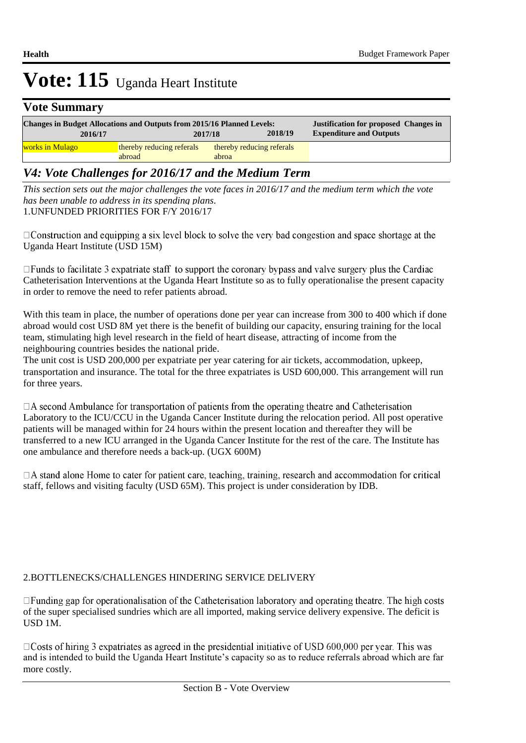# Vote: 115 Uganda Heart Institute

## Vote Summary

| Changes in Budget Allocations and Outputs from 2015/16 Planned Levels: | | | Justification for proposed Changes in Expenditure and Outputs |
|---|---|---|---|
| 2016/17 | 2017/18 | 2018/19 | |
| works in Mulago | thereby reducing referals abroad | thereby reducing referals abroa | |

## *V4: Vote Challenges for 2016/17 and the Medium Term*

*This section sets out the major challenges the vote faces in 2016/17 and the medium term which the vote has been unable to address in its spending plans.*

1.UNFUNDED PRIORITIES FOR F/Y 2016/17

Construction and equipping a six level block to solve the very bad congestion and space shortage at the Uganda Heart Institute (USD 15M)

Funds to facilitate 3 expatriate staff to support the coronary bypass and valve surgery plus the Cardiac Catheterisation Interventions at the Uganda Heart Institute so as to fully operationalise the present capacity in order to remove the need to refer patients abroad.

With this team in place, the number of operations done per year can increase from 300 to 400 which if done abroad would cost USD 8M yet there is the benefit of building our capacity, ensuring training for the local team, stimulating high level research in the field of heart disease, attracting of income from the neighbouring countries besides the national pride.
The unit cost is USD 200,000 per expatriate per year catering for air tickets, accommodation, upkeep, transportation and insurance. The total for the three expatriates is USD 600,000. This arrangement will run for three years.

A second Ambulance for transportation of patients from the operating theatre and Catheterisation Laboratory to the ICU/CCU in the Uganda Cancer Institute during the relocation period. All post operative patients will be managed within for 24 hours within the present location and thereafter they will be transferred to a new ICU arranged in the Uganda Cancer Institute for the rest of the care. The Institute has one ambulance and therefore needs a back-up. (UGX 600M)

A stand alone Home to cater for patient care, teaching, training, research and accommodation for critical staff, fellows and visiting faculty (USD 65M). This project is under consideration by IDB.

2.BOTTLENECKS/CHALLENGES HINDERING SERVICE DELIVERY

Funding gap for operationalisation of the Catheterisation laboratory and operating theatre. The high costs of the super specialised sundries which are all imported, making service delivery expensive. The deficit is USD 1M.

Costs of hiring 3 expatriates as agreed in the presidential initiative of USD 600,000 per year. This was and is intended to build the Uganda Heart Institute's capacity so as to reduce referrals abroad which are far more costly.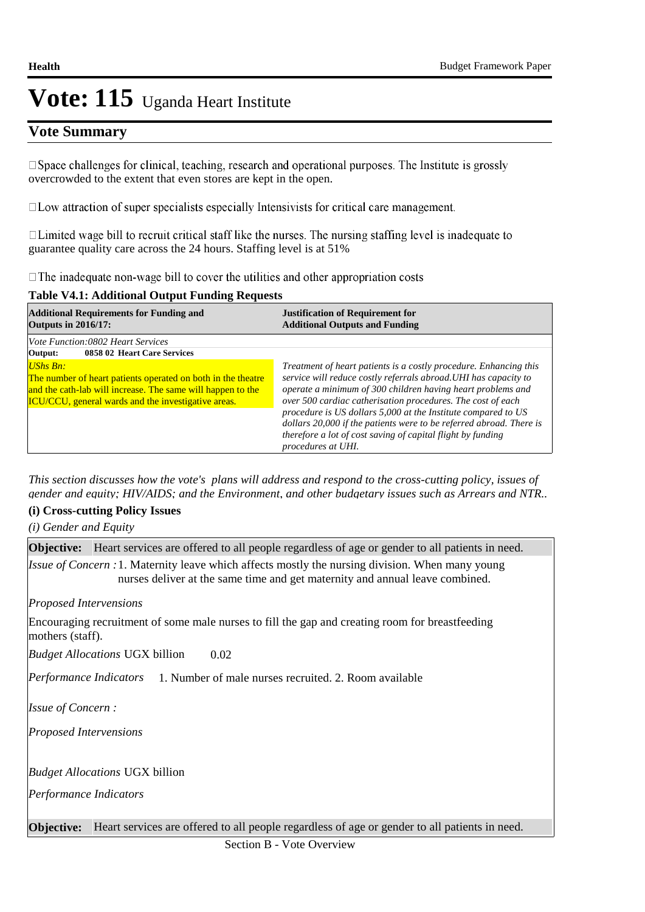# Vote: 115 Uganda Heart Institute

## Vote Summary

□Space challenges for clinical, teaching, research and operational purposes. The Institute is grossly overcrowded to the extent that even stores are kept in the open.

□Low attraction of super specialists especially Intensivists for critical care management.

□Limited wage bill to recruit critical staff like the nurses. The nursing staffing level is inadequate to guarantee quality care across the 24 hours. Staffing level is at 51%

□The inadequate non-wage bill to cover the utilities and other appropriation costs

**Table V4.1: Additional Output Funding Requests**

| **Additional Requirements for Funding and Outputs in 2016/17:** | **Justification of Requirement for Additional Outputs and Funding** |
|---|---|
| *Vote Function:0802 Heart Services* | |
| **Output: 0858 02 Heart Care Services** | |
| *UShs Bn:* The number of heart patients operated on both in the theatre and the cath-lab will increase. The same will happen to the ICU/CCU, general wards and the investigative areas. | *Treatment of heart patients is a costly procedure. Enhancing this service will reduce costly referrals abroad.UHI has capacity to operate a minimum of 300 children having heart problems and over 500 cardiac catherisation procedures. The cost of each procedure is US dollars 5,000 at the Institute compared to US dollars 20,000 if the patients were to be referred abroad. There is therefore a lot of cost saving of capital flight by funding procedures at UHI.* |

*This section discusses how the vote's plans will address and respond to the cross-cutting policy, issues of gender and equity; HIV/AIDS; and the Environment, and other budgetary issues such as Arrears and NTR..*

**(i) Cross-cutting Policy Issues**

*(i) Gender and Equity*

**Objective:** Heart services are offered to all people regardless of age or gender to all patients in need.

*Issue of Concern :* 1. Maternity leave which affects mostly the nursing division. When many young nurses deliver at the same time and get maternity and annual leave combined.

*Proposed Interventions*

Encouraging recruitment of some male nurses to fill the gap and creating room for breastfeeding mothers (staff).

*Budget Allocations* UGX billion 0.02

*Performance Indicators* 1. Number of male nurses recruited. 2. Room available

*Issue of Concern :*

*Proposed Interventions*

*Budget Allocations* UGX billion

*Performance Indicators*

**Objective:** Heart services are offered to all people regardless of age or gender to all patients in need.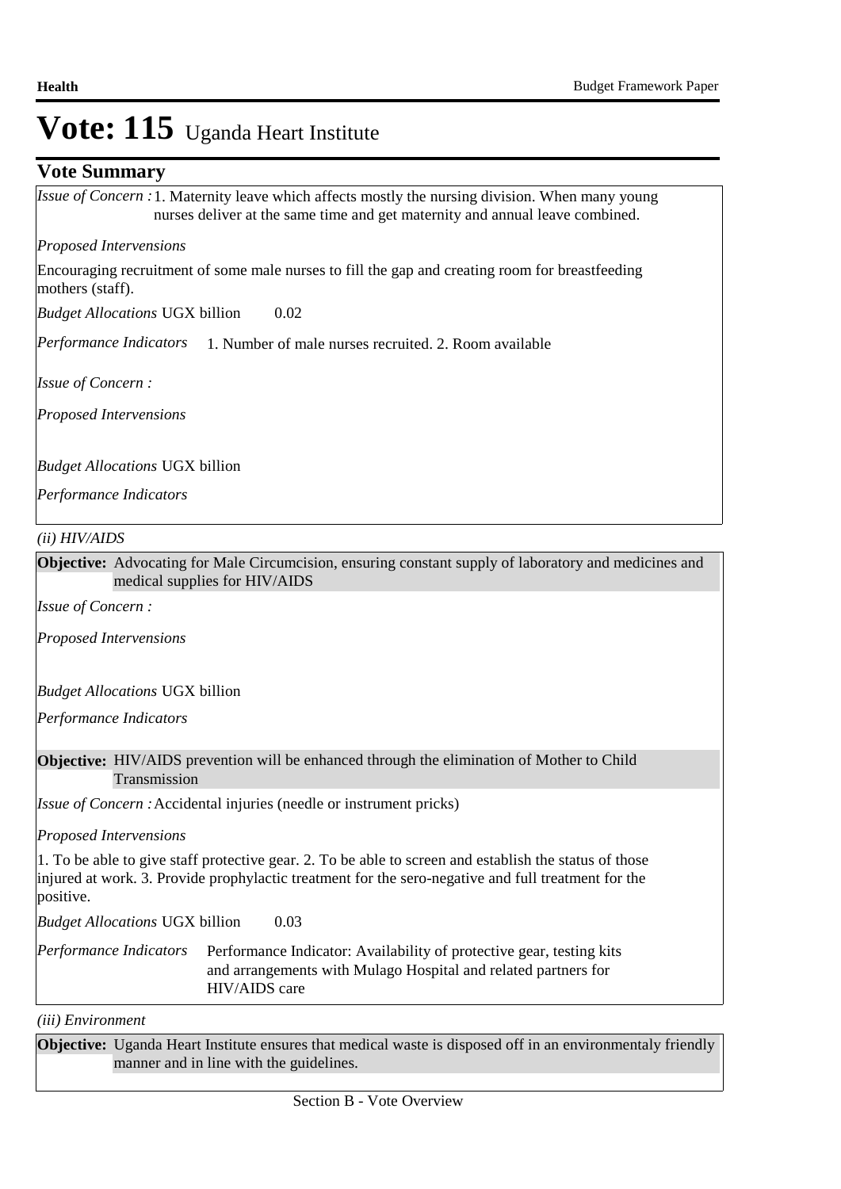# Vote: 115 Uganda Heart Institute

## Vote Summary

*Issue of Concern :* 1. Maternity leave which affects mostly the nursing division. When many young nurses deliver at the same time and get maternity and annual leave combined.

*Proposed Interventions*

Encouraging recruitment of some male nurses to fill the gap and creating room for breastfeeding mothers (staff).

*Budget Allocations* UGX billion 0.02

*Performance Indicators* 1. Number of male nurses recruited. 2. Room available

*Issue of Concern :*

*Proposed Interventions*

*Budget Allocations* UGX billion

*Performance Indicators*

*(ii) HIV/AIDS*

**Objective:** Advocating for Male Circumcision, ensuring constant supply of laboratory and medicines and medical supplies for HIV/AIDS

*Issue of Concern :*

*Proposed Interventions*

*Budget Allocations* UGX billion

*Performance Indicators*

**Objective:** HIV/AIDS prevention will be enhanced through the elimination of Mother to Child Transmission

*Issue of Concern :* Accidental injuries (needle or instrument pricks)

*Proposed Interventions*

1. To be able to give staff protective gear. 2. To be able to screen and establish the status of those injured at work. 3. Provide prophylactic treatment for the sero-negative and full treatment for the positive.

*Budget Allocations* UGX billion 0.03

*Performance Indicators* Performance Indicator: Availability of protective gear, testing kits and arrangements with Mulago Hospital and related partners for HIV/AIDS care

*(iii) Environment*

**Objective:** Uganda Heart Institute ensures that medical waste is disposed off in an environmentaly friendly manner and in line with the guidelines.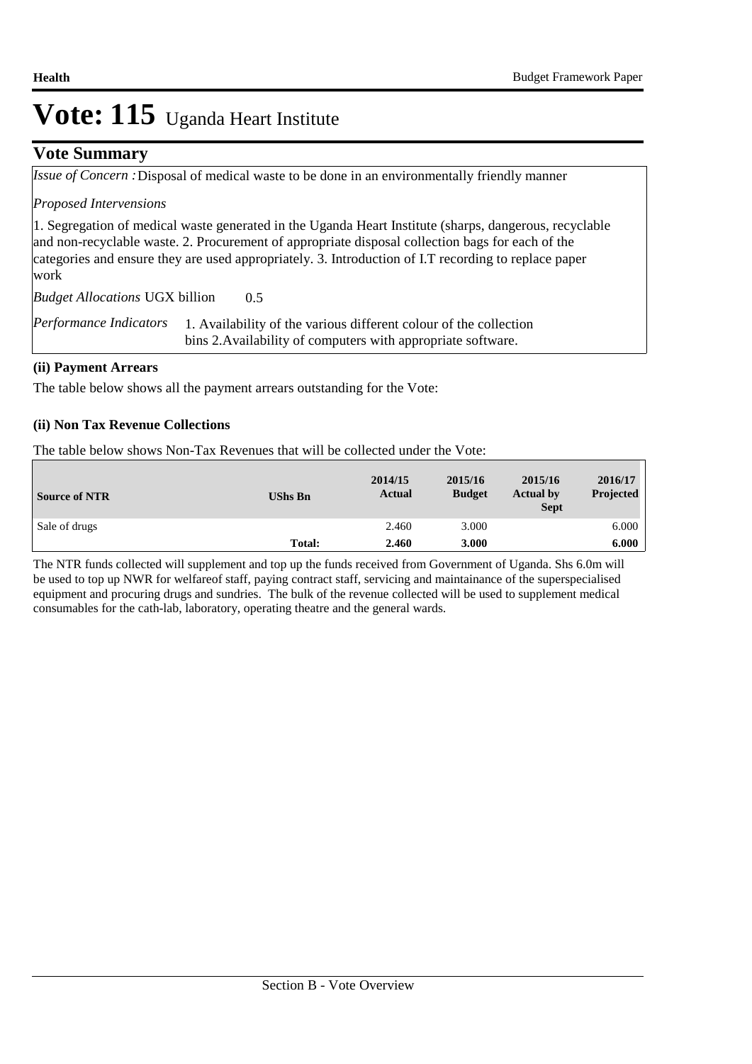# Vote: 115 Uganda Heart Institute

## Vote Summary

*Issue of Concern :* Disposal of medical waste to be done in an environmentally friendly manner

*Proposed Interventions*

1. Segregation of medical waste generated in the Uganda Heart Institute (sharps, dangerous, recyclable and non-recyclable waste. 2. Procurement of appropriate disposal collection bags for each of the categories and ensure they are used appropriately. 3. Introduction of I.T recording to replace paper work

*Budget Allocations* UGX billion 0.5

*Performance Indicators* 1. Availability of the various different colour of the collection bins 2.Availability of computers with appropriate software.

**(ii) Payment Arrears**

The table below shows all the payment arrears outstanding for the Vote:

**(ii) Non Tax Revenue Collections**

The table below shows Non-Tax Revenues that will be collected under the Vote:

| Source of NTR | UShs Bn | 2014/15 Actual | 2015/16 Budget | 2015/16 Actual by Sept | 2016/17 Projected |
|---|---|---|---|---|---|
| Sale of drugs | | 2.460 | 3.000 | | 6.000 |
| | **Total:** | **2.460** | **3.000** | | **6.000** |

The NTR funds collected will supplement and top up the funds received from Government of Uganda. Shs 6.0m will be used to top up NWR for welfareof staff, paying contract staff, servicing and maintainance of the superspecialised equipment and procuring drugs and sundries. The bulk of the revenue collected will be used to supplement medical consumables for the cath-lab, laboratory, operating theatre and the general wards.